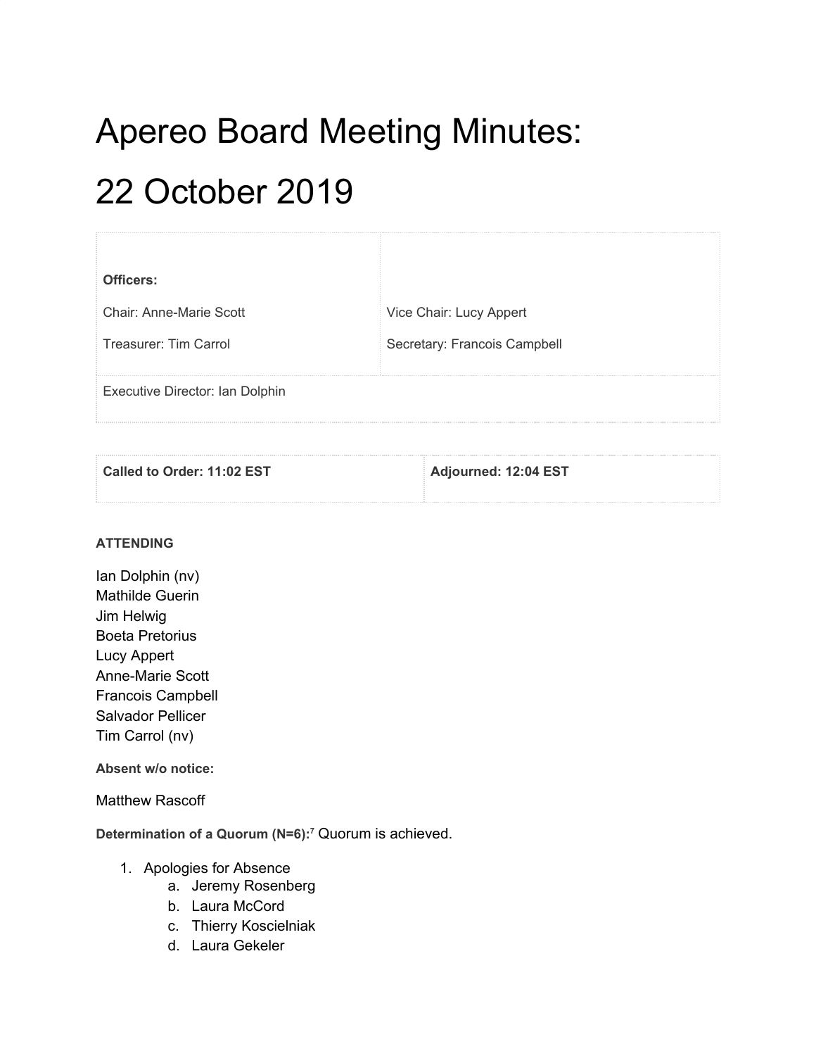# Apereo Board Meeting Minutes: 22 October 2019

| **Officers:** | |
|---|---|
| Chair: Anne-Marie Scott | Vice Chair: Lucy Appert |
| Treasurer: Tim Carrol | Secretary: Francois Campbell |
| Executive Director: Ian Dolphin | |

| **Called to Order: 11:02 EST** | **Adjourned: 12:04 EST** |
|---|---|

**ATTENDING**

Ian Dolphin (nv)
Mathilde Guerin
Jim Helwig
Boeta Pretorius
Lucy Appert
Anne-Marie Scott
Francois Campbell
Salvador Pellicer
Tim Carrol (nv)

**Absent w/o notice:**

Matthew Rascoff

**Determination of a Quorum (N=6):**[7] Quorum is achieved.

1. Apologies for Absence
    a. Jeremy Rosenberg
    b. Laura McCord
    c. Thierry Koscielniak
    d. Laura Gekeler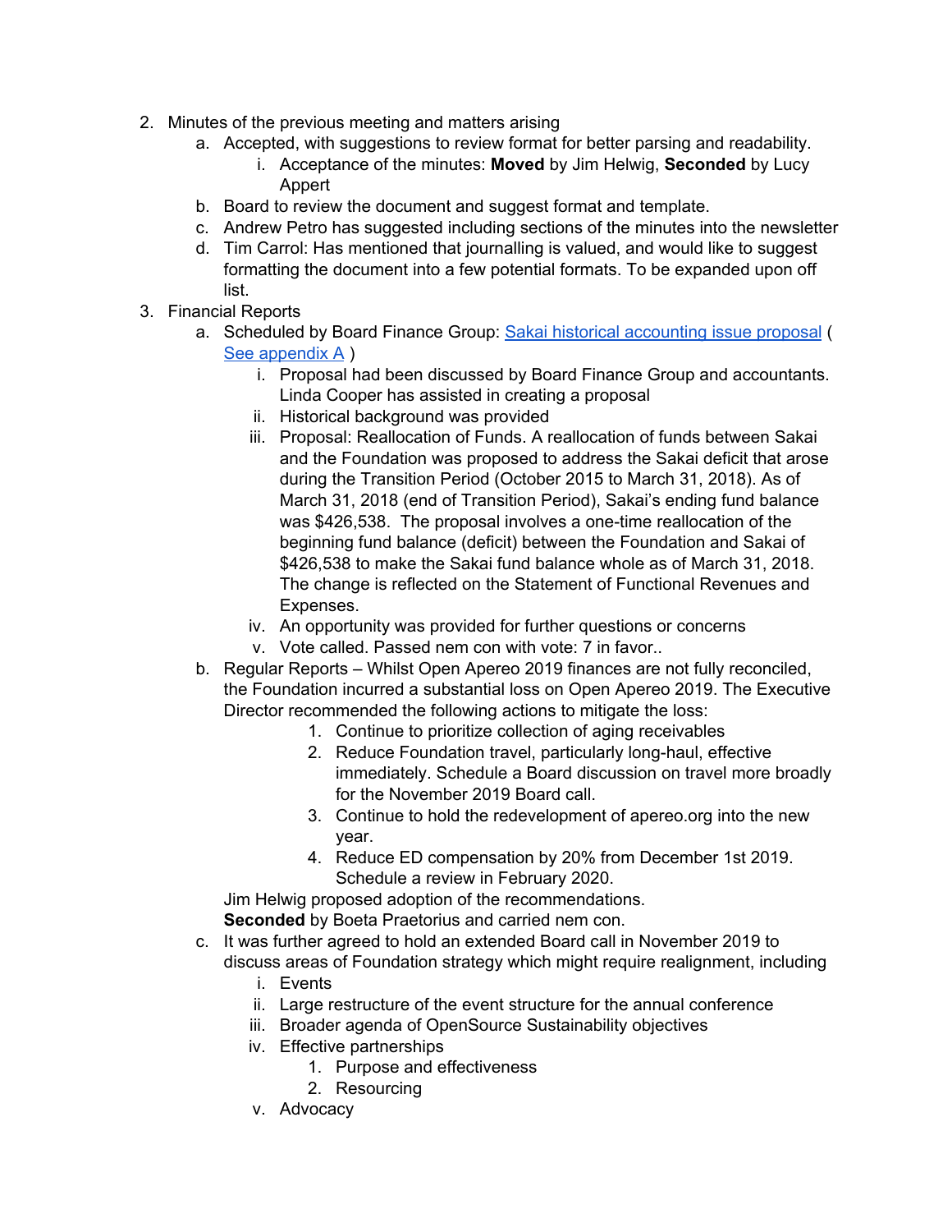2. Minutes of the previous meeting and matters arising
   a. Accepted, with suggestions to review format for better parsing and readability.
      i. Acceptance of the minutes: **Moved** by Jim Helwig, **Seconded** by Lucy Appert
   b. Board to review the document and suggest format and template.
   c. Andrew Petro has suggested including sections of the minutes into the newsletter
   d. Tim Carrol: Has mentioned that journalling is valued, and would like to suggest formatting the document into a few potential formats. To be expanded upon off list.
3. Financial Reports
   a. Scheduled by Board Finance Group: [Sakai historical accounting issue proposal]() ( [See appendix A]() )
      i. Proposal had been discussed by Board Finance Group and accountants. Linda Cooper has assisted in creating a proposal
      ii. Historical background was provided
      iii. Proposal: Reallocation of Funds. A reallocation of funds between Sakai and the Foundation was proposed to address the Sakai deficit that arose during the Transition Period (October 2015 to March 31, 2018). As of March 31, 2018 (end of Transition Period), Sakai's ending fund balance was $426,538. The proposal involves a one-time reallocation of the beginning fund balance (deficit) between the Foundation and Sakai of $426,538 to make the Sakai fund balance whole as of March 31, 2018. The change is reflected on the Statement of Functional Revenues and Expenses.
      iv. An opportunity was provided for further questions or concerns
      v. Vote called. Passed nem con with vote: 7 in favor..
   b. Regular Reports – Whilst Open Apereo 2019 finances are not fully reconciled, the Foundation incurred a substantial loss on Open Apereo 2019. The Executive Director recommended the following actions to mitigate the loss:
      1. Continue to prioritize collection of aging receivables
      2. Reduce Foundation travel, particularly long-haul, effective immediately. Schedule a Board discussion on travel more broadly for the November 2019 Board call.
      3. Continue to hold the redevelopment of apereo.org into the new year.
      4. Reduce ED compensation by 20% from December 1st 2019. Schedule a review in February 2020.

      Jim Helwig proposed adoption of the recommendations.
      **Seconded** by Boeta Praetorius and carried nem con.
   c. It was further agreed to hold an extended Board call in November 2019 to discuss areas of Foundation strategy which might require realignment, including
      i. Events
      ii. Large restructure of the event structure for the annual conference
      iii. Broader agenda of OpenSource Sustainability objectives
      iv. Effective partnerships
         1. Purpose and effectiveness
         2. Resourcing
      v. Advocacy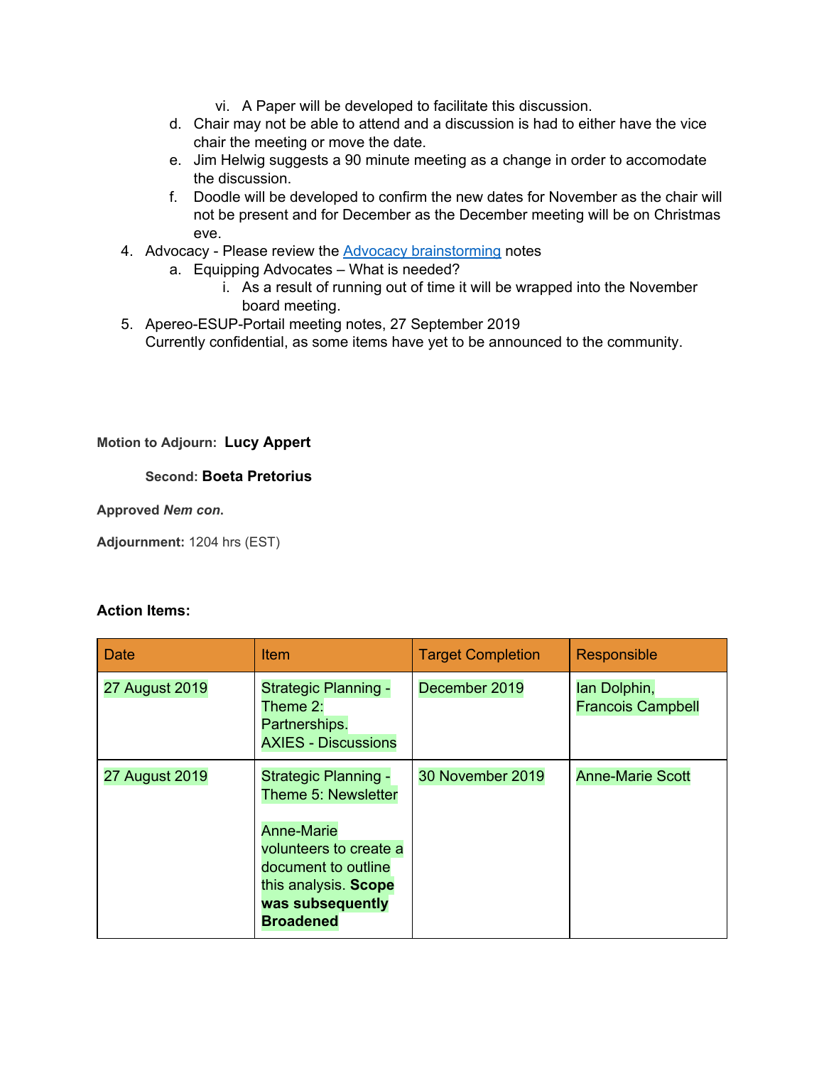vi. A Paper will be developed to facilitate this discussion.

d. Chair may not be able to attend and a discussion is had to either have the vice chair the meeting or move the date.

e. Jim Helwig suggests a 90 minute meeting as a change in order to accomodate the discussion.

f. Doodle will be developed to confirm the new dates for November as the chair will not be present and for December as the December meeting will be on Christmas eve.

4. Advocacy - Please review the [Advocacy brainstorming] notes
    a. Equipping Advocates – What is needed?
        i. As a result of running out of time it will be wrapped into the November board meeting.
5. Apereo-ESUP-Portail meeting notes, 27 September 2019
   Currently confidential, as some items have yet to be announced to the community.

**Motion to Adjourn: Lucy Appert**

**Second: Boeta Pretorius**

**Approved *Nem con*.**

**Adjournment:** 1204 hrs (EST)

**Action Items:**

| Date | Item | Target Completion | Responsible |
|---|---|---|---|
| 27 August 2019 | Strategic Planning - Theme 2: Partnerships. AXIES - Discussions | December 2019 | Ian Dolphin, Francois Campbell |
| 27 August 2019 | Strategic Planning - Theme 5: Newsletter<br><br>Anne-Marie volunteers to create a document to outline this analysis. **Scope was subsequently Broadened** | 30 November 2019 | Anne-Marie Scott |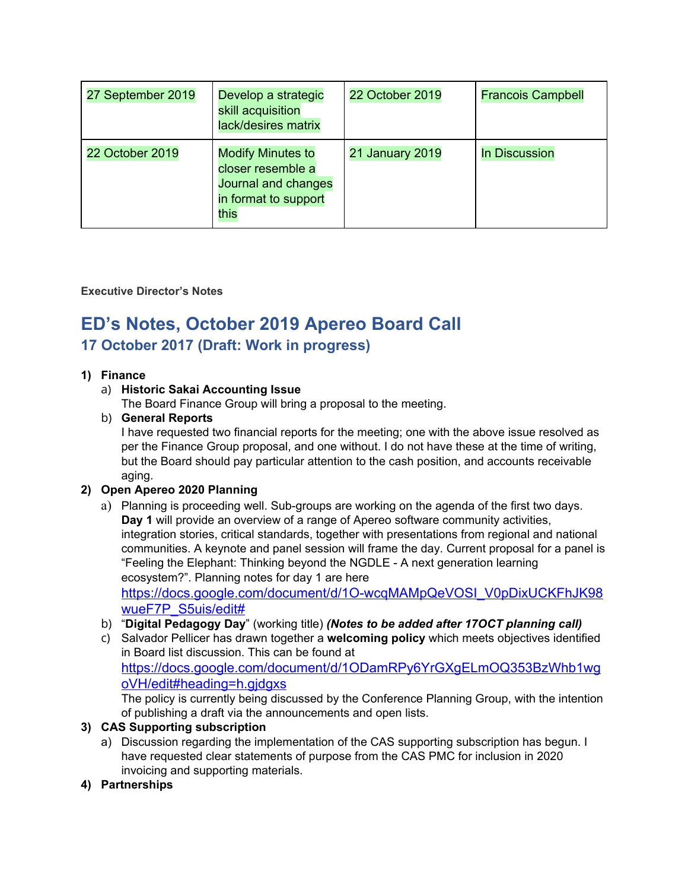| | | | |
|---|---|---|---|
| 27 September 2019 | Develop a strategic skill acquisition lack/desires matrix | 22 October 2019 | Francois Campbell |
| 22 October 2019 | Modify Minutes to closer resemble a Journal and changes in format to support this | 21 January 2019 | In Discussion |

**Executive Director's Notes**

# ED's Notes, October 2019 Apereo Board Call

## 17 October 2017 (Draft: Work in progress)

1) **Finance**
   a) **Historic Sakai Accounting Issue**
      The Board Finance Group will bring a proposal to the meeting.
   b) **General Reports**
      I have requested two financial reports for the meeting; one with the above issue resolved as per the Finance Group proposal, and one without. I do not have these at the time of writing, but the Board should pay particular attention to the cash position, and accounts receivable aging.
2) **Open Apereo 2020 Planning**
   a) Planning is proceeding well. Sub-groups are working on the agenda of the first two days. **Day 1** will provide an overview of a range of Apereo software community activities, integration stories, critical standards, together with presentations from regional and national communities. A keynote and panel session will frame the day. Current proposal for a panel is "Feeling the Elephant: Thinking beyond the NGDLE - A next generation learning ecosystem?". Planning notes for day 1 are here https://docs.google.com/document/d/1O-wcqMAMpQeVOSI_V0pDixUCKFhJK98wueF7P_S5uis/edit#
   b) "**Digital Pedagogy Day**" (working title) ***(Notes to be added after 17OCT planning call)***
   c) Salvador Pellicer has drawn together a **welcoming policy** which meets objectives identified in Board list discussion. This can be found at https://docs.google.com/document/d/1ODamRPy6YrGXgELmOQ353BzWhb1wgoVH/edit#heading=h.gjdgxs
      The policy is currently being discussed by the Conference Planning Group, with the intention of publishing a draft via the announcements and open lists.
3) **CAS Supporting subscription**
   a) Discussion regarding the implementation of the CAS supporting subscription has begun. I have requested clear statements of purpose from the CAS PMC for inclusion in 2020 invoicing and supporting materials.
4) **Partnerships**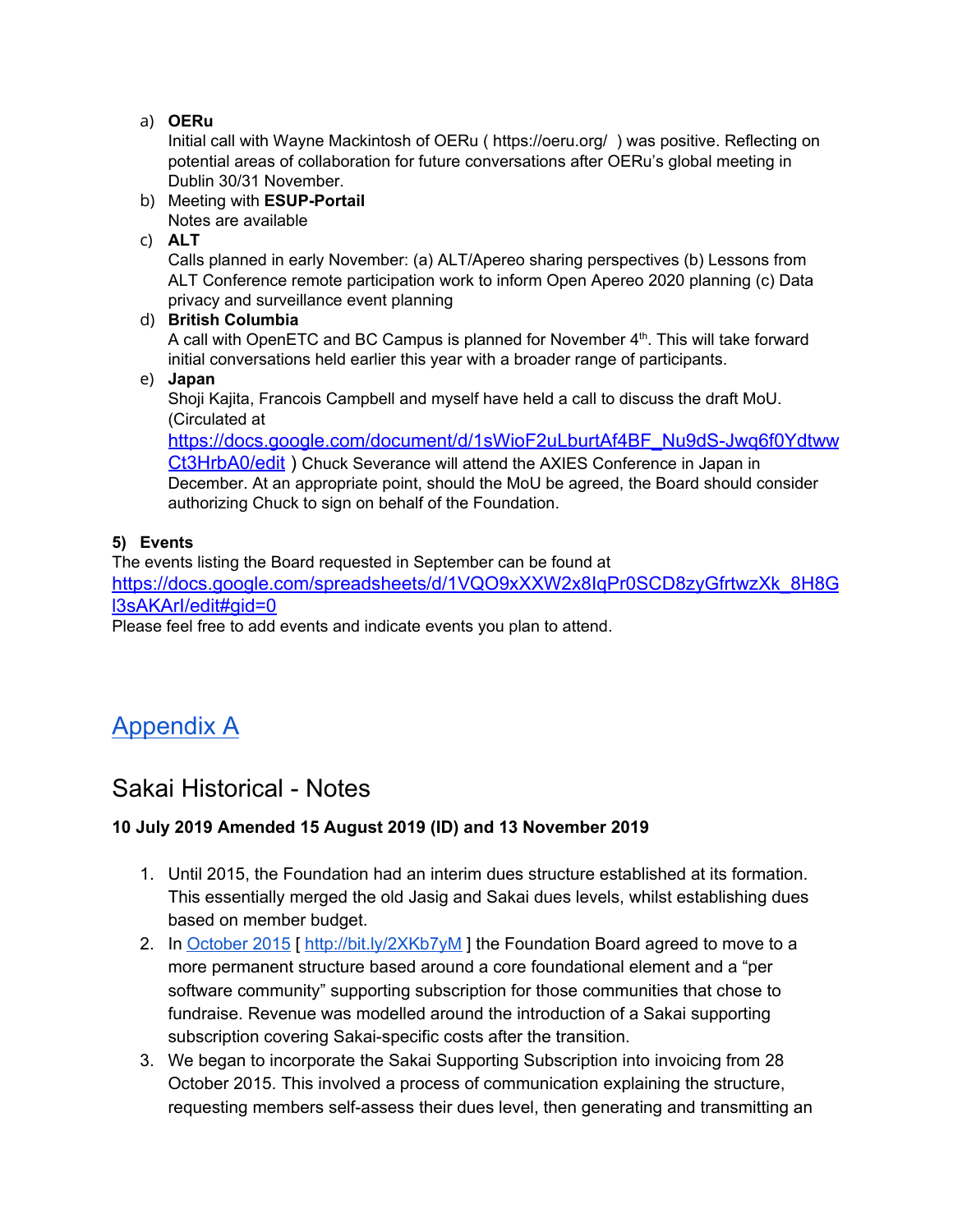a) **OERu**
   Initial call with Wayne Mackintosh of OERu ( https://oeru.org/ ) was positive. Reflecting on potential areas of collaboration for future conversations after OERu's global meeting in Dublin 30/31 November.
b) Meeting with **ESUP-Portail**
   Notes are available
c) **ALT**
   Calls planned in early November: (a) ALT/Apereo sharing perspectives (b) Lessons from ALT Conference remote participation work to inform Open Apereo 2020 planning (c) Data privacy and surveillance event planning
d) **British Columbia**
   A call with OpenETC and BC Campus is planned for November 4th. This will take forward initial conversations held earlier this year with a broader range of participants.
e) **Japan**
   Shoji Kajita, Francois Campbell and myself have held a call to discuss the draft MoU. (Circulated at https://docs.google.com/document/d/1sWioF2uLburtAf4BF_Nu9dS-Jwq6f0YdtwwCt3HrbA0/edit ) Chuck Severance will attend the AXIES Conference in Japan in December. At an appropriate point, should the MoU be agreed, the Board should consider authorizing Chuck to sign on behalf of the Foundation.

**5) Events**

The events listing the Board requested in September can be found at https://docs.google.com/spreadsheets/d/1VQO9xXXW2x8IqPr0SCD8zyGfrtwzXk_8H8Gl3sAKArI/edit#gid=0
Please feel free to add events and indicate events you plan to attend.

# Appendix A

## Sakai Historical - Notes

**10 July 2019 Amended 15 August 2019 (ID) and 13 November 2019**

1. Until 2015, the Foundation had an interim dues structure established at its formation. This essentially merged the old Jasig and Sakai dues levels, whilst establishing dues based on member budget.
2. In October 2015 [ http://bit.ly/2XKb7yM ] the Foundation Board agreed to move to a more permanent structure based around a core foundational element and a "per software community" supporting subscription for those communities that chose to fundraise. Revenue was modelled around the introduction of a Sakai supporting subscription covering Sakai-specific costs after the transition.
3. We began to incorporate the Sakai Supporting Subscription into invoicing from 28 October 2015. This involved a process of communication explaining the structure, requesting members self-assess their dues level, then generating and transmitting an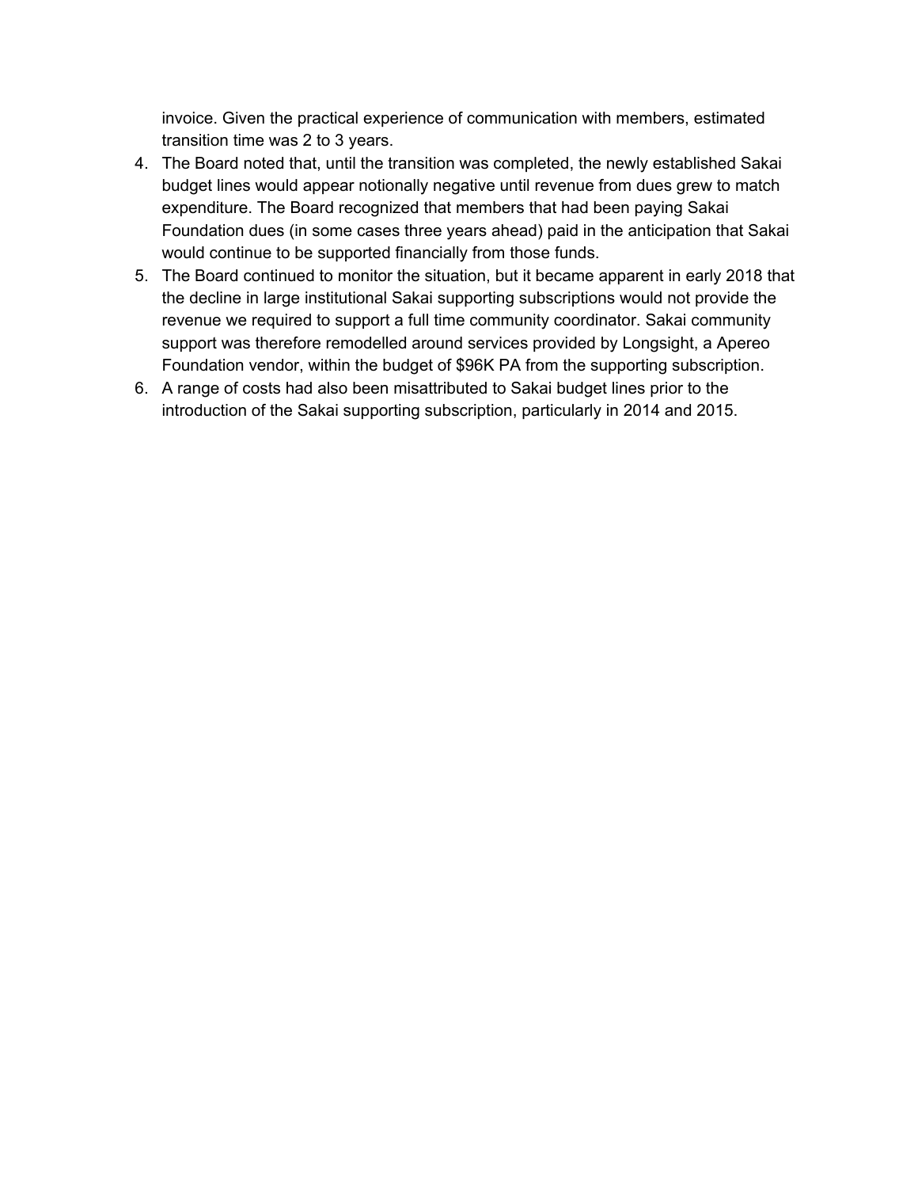invoice. Given the practical experience of communication with members, estimated transition time was 2 to 3 years.

4. The Board noted that, until the transition was completed, the newly established Sakai budget lines would appear notionally negative until revenue from dues grew to match expenditure. The Board recognized that members that had been paying Sakai Foundation dues (in some cases three years ahead) paid in the anticipation that Sakai would continue to be supported financially from those funds.
5. The Board continued to monitor the situation, but it became apparent in early 2018 that the decline in large institutional Sakai supporting subscriptions would not provide the revenue we required to support a full time community coordinator. Sakai community support was therefore remodelled around services provided by Longsight, a Apereo Foundation vendor, within the budget of $96K PA from the supporting subscription.
6. A range of costs had also been misattributed to Sakai budget lines prior to the introduction of the Sakai supporting subscription, particularly in 2014 and 2015.